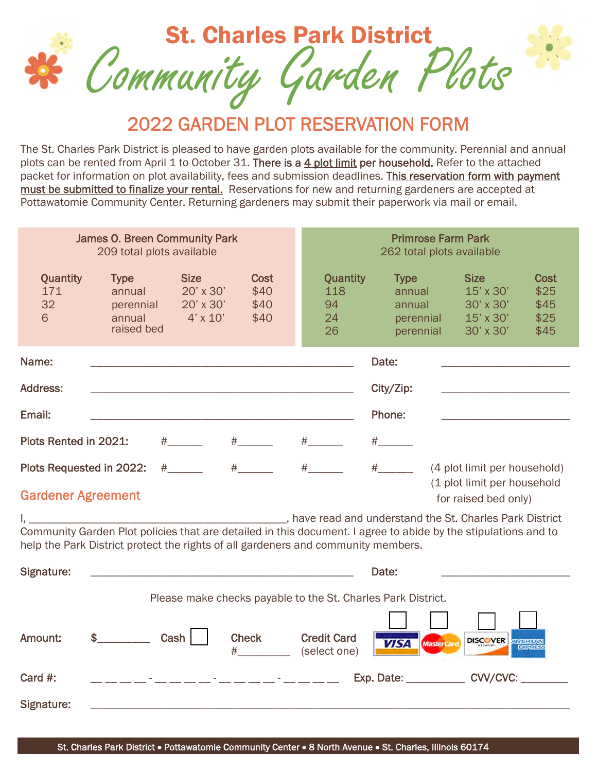# St. Charles Park District

# Community Garden Plots

## 2022 GARDEN PLOT RESERVATION FORM

The St. Charles Park District is pleased to have garden plots available for the community. Perennial and annual plots can be rented from April 1 to October 31. **There is a 4 plot limit per household.** Refer to the attached packet for information on plot availability, fees and submission deadlines. **This reservation form with payment must be submitted to finalize your rental.** Reservations for new and returning gardeners are accepted at Pottawatomie Community Center. Returning gardeners may submit their paperwork via mail or email.

**James O. Breen Community Park**
209 total plots available

| Quantity | Type | Size | Cost |
|---|---|---|---|
| 171 | annual | 20' x 30' | $40 |
| 32 | perennial | 20' x 30' | $40 |
| 6 | annual raised bed | 4' x 10' | $40 |

**Primrose Farm Park**
262 total plots available

| Quantity | Type | Size | Cost |
|---|---|---|---|
| 118 | annual | 15' x 30' | $25 |
| 94 | annual | 30' x 30' | $45 |
| 24 | perennial | 15' x 30' | $25 |
| 26 | perennial | 30' x 30' | $45 |

**Name:** ______________________________ **Date:** ______________

**Address:** ______________________________ **City/Zip:** ______________

**Email:** ______________________________ **Phone:** ______________

**Plots Rented in 2021:** #______ #______ #______ #______

**Plots Requested in 2022:** #______ #______ #______ #______ (4 plot limit per household) (1 plot limit per household for raised bed only)

### Gardener Agreement

I, ______________________________, have read and understand the St. Charles Park District Community Garden Plot policies that are detailed in this document. I agree to abide by the stipulations and to help the Park District protect the rights of all gardeners and community members.

**Signature:** ______________________________ **Date:** ______________

Please make checks payable to the St. Charles Park District.

**Amount:** $_________ **Cash** ☐ **Check** #_________ **Credit Card** (select one) ☐ VISA ☐ MasterCard ☐ DISCOVER ☐ AMERICAN EXPRESS

**Card #:** __ __ __ __ - __ __ __ __ - __ __ __ __ - __ __ __ __ **Exp. Date:** __________ **CVV/CVC:** ________

**Signature:** ______________________________________________

St. Charles Park District • Pottawatomie Community Center • 8 North Avenue • St. Charles, Illinois 60174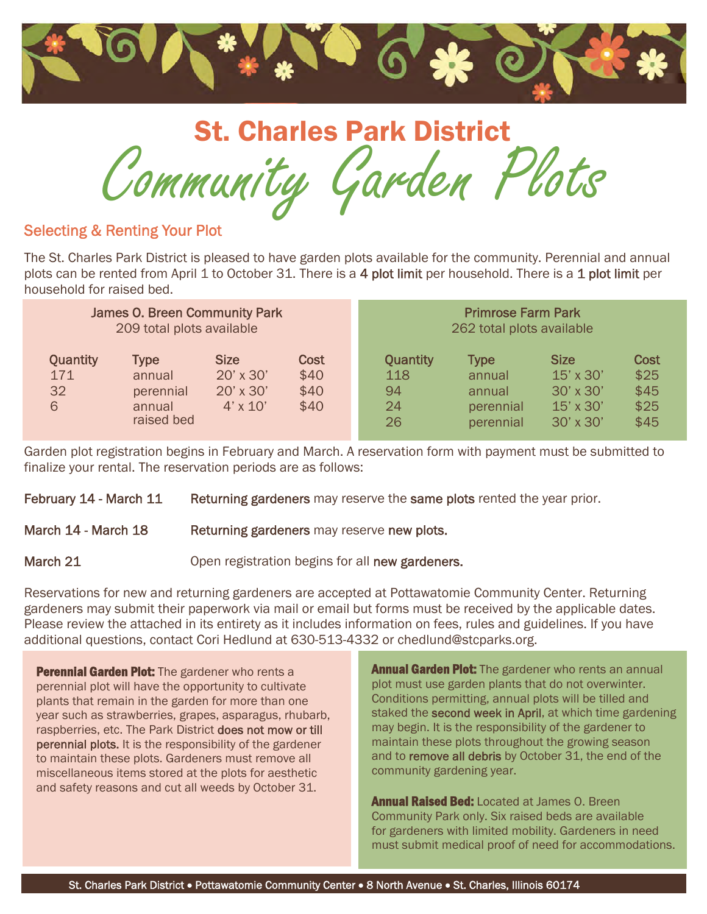# St. Charles Park District
# Community Garden Plots

## Selecting & Renting Your Plot

The St. Charles Park District is pleased to have garden plots available for the community. Perennial and annual plots can be rented from April 1 to October 31. There is a **4 plot limit** per household. There is a **1 plot limit** per household for raised bed.

### James O. Breen Community Park
209 total plots available

| Quantity | Type | Size | Cost |
|---|---|---|---|
| 171 | annual | 20' x 30' | $40 |
| 32 | perennial | 20' x 30' | $40 |
| 6 | annual raised bed | 4' x 10' | $40 |

### Primrose Farm Park
262 total plots available

| Quantity | Type | Size | Cost |
|---|---|---|---|
| 118 | annual | 15' x 30' | $25 |
| 94 | annual | 30' x 30' | $45 |
| 24 | perennial | 15' x 30' | $25 |
| 26 | perennial | 30' x 30' | $45 |

Garden plot registration begins in February and March. A reservation form with payment must be submitted to finalize your rental. The reservation periods are as follows:

**February 14 - March 11** — **Returning gardeners** may reserve the **same plots** rented the year prior.

**March 14 - March 18** — **Returning gardeners** may reserve **new plots.**

**March 21** — Open registration begins for all **new gardeners.**

Reservations for new and returning gardeners are accepted at Pottawatomie Community Center. Returning gardeners may submit their paperwork via mail or email but forms must be received by the applicable dates. Please review the attached in its entirety as it includes information on fees, rules and guidelines. If you have additional questions, contact Cori Hedlund at 630-513-4332 or chedlund@stcparks.org.

**Perennial Garden Plot:** The gardener who rents a perennial plot will have the opportunity to cultivate plants that remain in the garden for more than one year such as strawberries, grapes, asparagus, rhubarb, raspberries, etc. The Park District **does not mow or till perennial plots.** It is the responsibility of the gardener to maintain these plots. Gardeners must remove all miscellaneous items stored at the plots for aesthetic and safety reasons and cut all weeds by October 31.

**Annual Garden Plot:** The gardener who rents an annual plot must use garden plants that do not overwinter. Conditions permitting, annual plots will be tilled and staked the **second week in April**, at which time gardening may begin. It is the responsibility of the gardener to maintain these plots throughout the growing season and to **remove all debris** by October 31, the end of the community gardening year.

**Annual Raised Bed:** Located at James O. Breen Community Park only. Six raised beds are available for gardeners with limited mobility. Gardeners in need must submit medical proof of need for accommodations.

St. Charles Park District • Pottawatomie Community Center • 8 North Avenue • St. Charles, Illinois 60174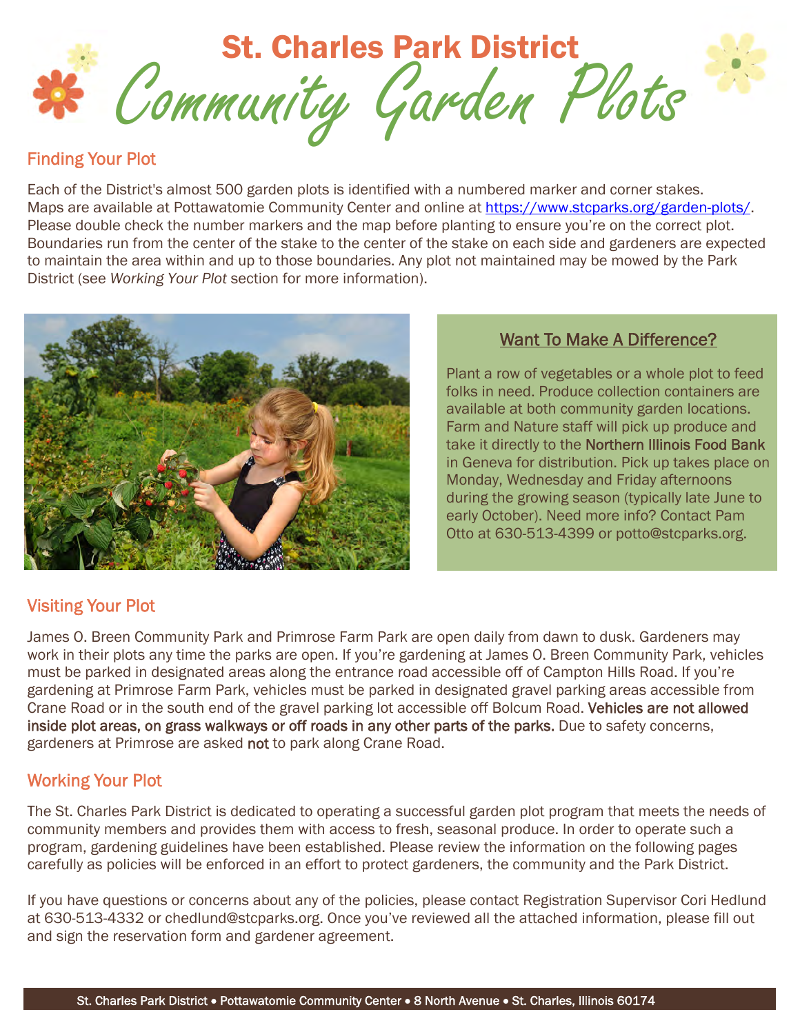# St. Charles Park District

# Community Garden Plots

## Finding Your Plot

Each of the District's almost 500 garden plots is identified with a numbered marker and corner stakes. Maps are available at Pottawatomie Community Center and online at https://www.stcparks.org/garden-plots/. Please double check the number markers and the map before planting to ensure you're on the correct plot. Boundaries run from the center of the stake to the center of the stake on each side and gardeners are expected to maintain the area within and up to those boundaries. Any plot not maintained may be mowed by the Park District (see *Working Your Plot* section for more information).

### Want To Make A Difference?

Plant a row of vegetables or a whole plot to feed folks in need. Produce collection containers are available at both community garden locations. Farm and Nature staff will pick up produce and take it directly to the **Northern Illinois Food Bank** in Geneva for distribution. Pick up takes place on Monday, Wednesday and Friday afternoons during the growing season (typically late June to early October). Need more info? Contact Pam Otto at 630-513-4399 or potto@stcparks.org.

## Visiting Your Plot

James O. Breen Community Park and Primrose Farm Park are open daily from dawn to dusk. Gardeners may work in their plots any time the parks are open. If you're gardening at James O. Breen Community Park, vehicles must be parked in designated areas along the entrance road accessible off of Campton Hills Road. If you're gardening at Primrose Farm Park, vehicles must be parked in designated gravel parking areas accessible from Crane Road or in the south end of the gravel parking lot accessible off Bolcum Road. **Vehicles are not allowed inside plot areas, on grass walkways or off roads in any other parts of the parks.** Due to safety concerns, gardeners at Primrose are asked **not** to park along Crane Road.

## Working Your Plot

The St. Charles Park District is dedicated to operating a successful garden plot program that meets the needs of community members and provides them with access to fresh, seasonal produce. In order to operate such a program, gardening guidelines have been established. Please review the information on the following pages carefully as policies will be enforced in an effort to protect gardeners, the community and the Park District.

If you have questions or concerns about any of the policies, please contact Registration Supervisor Cori Hedlund at 630-513-4332 or chedlund@stcparks.org. Once you've reviewed all the attached information, please fill out and sign the reservation form and gardener agreement.

St. Charles Park District • Pottawatomie Community Center • 8 North Avenue • St. Charles, Illinois 60174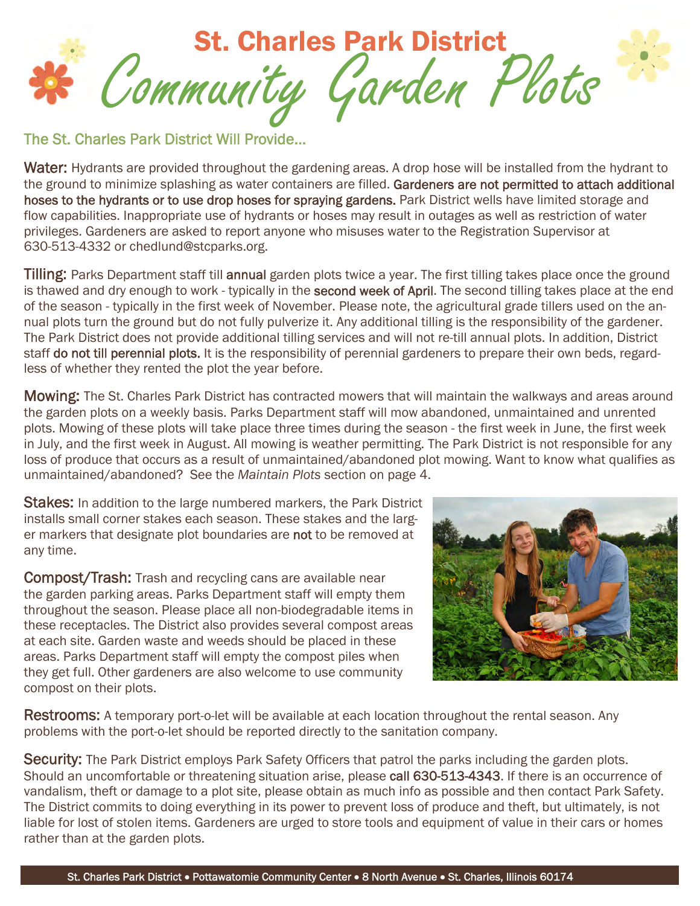# St. Charles Park District

# Community Garden Plots

## The St. Charles Park District Will Provide...

**Water:** Hydrants are provided throughout the gardening areas. A drop hose will be installed from the hydrant to the ground to minimize splashing as water containers are filled. **Gardeners are not permitted to attach additional hoses to the hydrants or to use drop hoses for spraying gardens.** Park District wells have limited storage and flow capabilities. Inappropriate use of hydrants or hoses may result in outages as well as restriction of water privileges. Gardeners are asked to report anyone who misuses water to the Registration Supervisor at 630-513-4332 or chedlund@stcparks.org.

**Tilling:** Parks Department staff till **annual** garden plots twice a year. The first tilling takes place once the ground is thawed and dry enough to work - typically in the **second week of April**. The second tilling takes place at the end of the season - typically in the first week of November. Please note, the agricultural grade tillers used on the annual plots turn the ground but do not fully pulverize it. Any additional tilling is the responsibility of the gardener. The Park District does not provide additional tilling services and will not re-till annual plots. In addition, District staff **do not till perennial plots.** It is the responsibility of perennial gardeners to prepare their own beds, regardless of whether they rented the plot the year before.

**Mowing:** The St. Charles Park District has contracted mowers that will maintain the walkways and areas around the garden plots on a weekly basis. Parks Department staff will mow abandoned, unmaintained and unrented plots. Mowing of these plots will take place three times during the season - the first week in June, the first week in July, and the first week in August. All mowing is weather permitting. The Park District is not responsible for any loss of produce that occurs as a result of unmaintained/abandoned plot mowing. Want to know what qualifies as unmaintained/abandoned? See the *Maintain Plots* section on page 4.

**Stakes:** In addition to the large numbered markers, the Park District installs small corner stakes each season. These stakes and the larger markers that designate plot boundaries are **not** to be removed at any time.

**Compost/Trash:** Trash and recycling cans are available near the garden parking areas. Parks Department staff will empty them throughout the season. Please place all non-biodegradable items in these receptacles. The District also provides several compost areas at each site. Garden waste and weeds should be placed in these areas. Parks Department staff will empty the compost piles when they get full. Other gardeners are also welcome to use community compost on their plots.

**Restrooms:** A temporary port-o-let will be available at each location throughout the rental season. Any problems with the port-o-let should be reported directly to the sanitation company.

**Security:** The Park District employs Park Safety Officers that patrol the parks including the garden plots. Should an uncomfortable or threatening situation arise, please **call 630-513-4343**. If there is an occurrence of vandalism, theft or damage to a plot site, please obtain as much info as possible and then contact Park Safety. The District commits to doing everything in its power to prevent loss of produce and theft, but ultimately, is not liable for lost of stolen items. Gardeners are urged to store tools and equipment of value in their cars or homes rather than at the garden plots.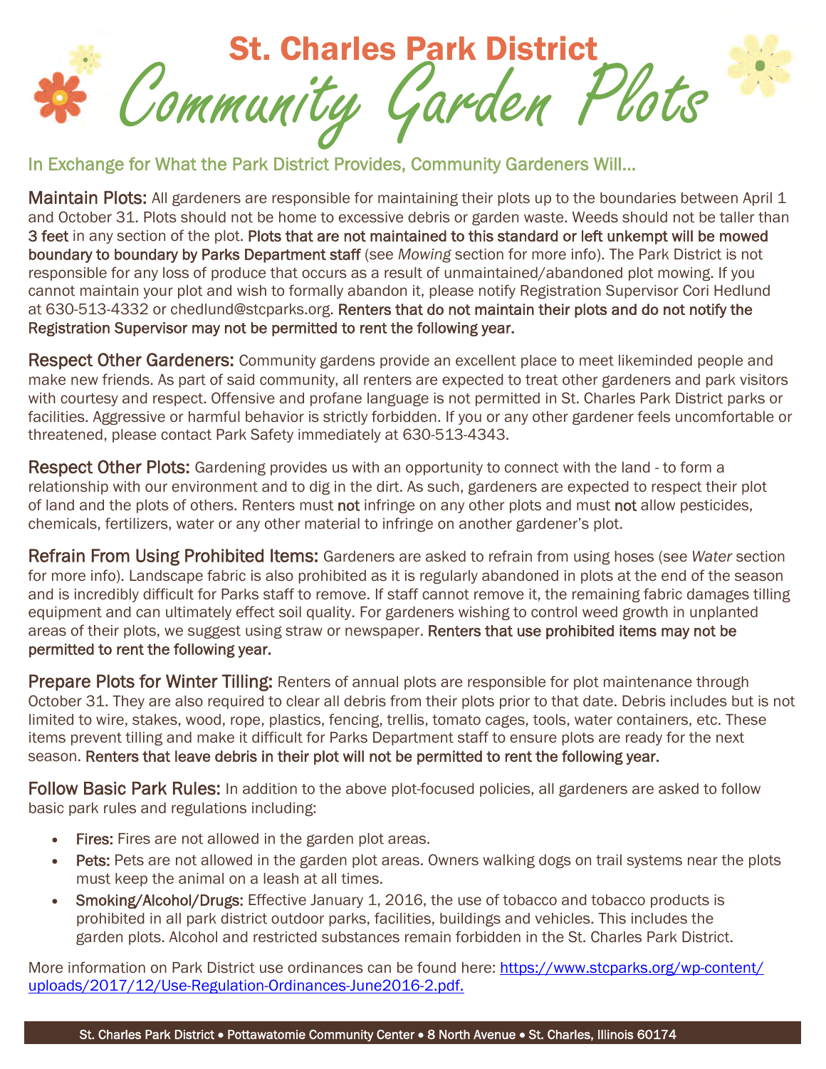# St. Charles Park District Community Garden Plots

## In Exchange for What the Park District Provides, Community Gardeners Will...

**Maintain Plots:** All gardeners are responsible for maintaining their plots up to the boundaries between April 1 and October 31. Plots should not be home to excessive debris or garden waste. Weeds should not be taller than **3 feet** in any section of the plot. **Plots that are not maintained to this standard or left unkempt will be mowed boundary to boundary by Parks Department staff** (see *Mowing* section for more info). The Park District is not responsible for any loss of produce that occurs as a result of unmaintained/abandoned plot mowing. If you cannot maintain your plot and wish to formally abandon it, please notify Registration Supervisor Cori Hedlund at 630-513-4332 or chedlund@stcparks.org. **Renters that do not maintain their plots and do not notify the Registration Supervisor may not be permitted to rent the following year.**

**Respect Other Gardeners:** Community gardens provide an excellent place to meet likeminded people and make new friends. As part of said community, all renters are expected to treat other gardeners and park visitors with courtesy and respect. Offensive and profane language is not permitted in St. Charles Park District parks or facilities. Aggressive or harmful behavior is strictly forbidden. If you or any other gardener feels uncomfortable or threatened, please contact Park Safety immediately at 630-513-4343.

**Respect Other Plots:** Gardening provides us with an opportunity to connect with the land - to form a relationship with our environment and to dig in the dirt. As such, gardeners are expected to respect their plot of land and the plots of others. Renters must **not** infringe on any other plots and must **not** allow pesticides, chemicals, fertilizers, water or any other material to infringe on another gardener's plot.

**Refrain From Using Prohibited Items:** Gardeners are asked to refrain from using hoses (see *Water* section for more info). Landscape fabric is also prohibited as it is regularly abandoned in plots at the end of the season and is incredibly difficult for Parks staff to remove. If staff cannot remove it, the remaining fabric damages tilling equipment and can ultimately effect soil quality. For gardeners wishing to control weed growth in unplanted areas of their plots, we suggest using straw or newspaper. **Renters that use prohibited items may not be permitted to rent the following year.**

**Prepare Plots for Winter Tilling:** Renters of annual plots are responsible for plot maintenance through October 31. They are also required to clear all debris from their plots prior to that date. Debris includes but is not limited to wire, stakes, wood, rope, plastics, fencing, trellis, tomato cages, tools, water containers, etc. These items prevent tilling and make it difficult for Parks Department staff to ensure plots are ready for the next season. **Renters that leave debris in their plot will not be permitted to rent the following year.**

**Follow Basic Park Rules:** In addition to the above plot-focused policies, all gardeners are asked to follow basic park rules and regulations including:

- **Fires:** Fires are not allowed in the garden plot areas.
- **Pets:** Pets are not allowed in the garden plot areas. Owners walking dogs on trail systems near the plots must keep the animal on a leash at all times.
- **Smoking/Alcohol/Drugs:** Effective January 1, 2016, the use of tobacco and tobacco products is prohibited in all park district outdoor parks, facilities, buildings and vehicles. This includes the garden plots. Alcohol and restricted substances remain forbidden in the St. Charles Park District.

More information on Park District use ordinances can be found here: https://www.stcparks.org/wp-content/uploads/2017/12/Use-Regulation-Ordinances-June2016-2.pdf.

St. Charles Park District • Pottawatomie Community Center • 8 North Avenue • St. Charles, Illinois 60174